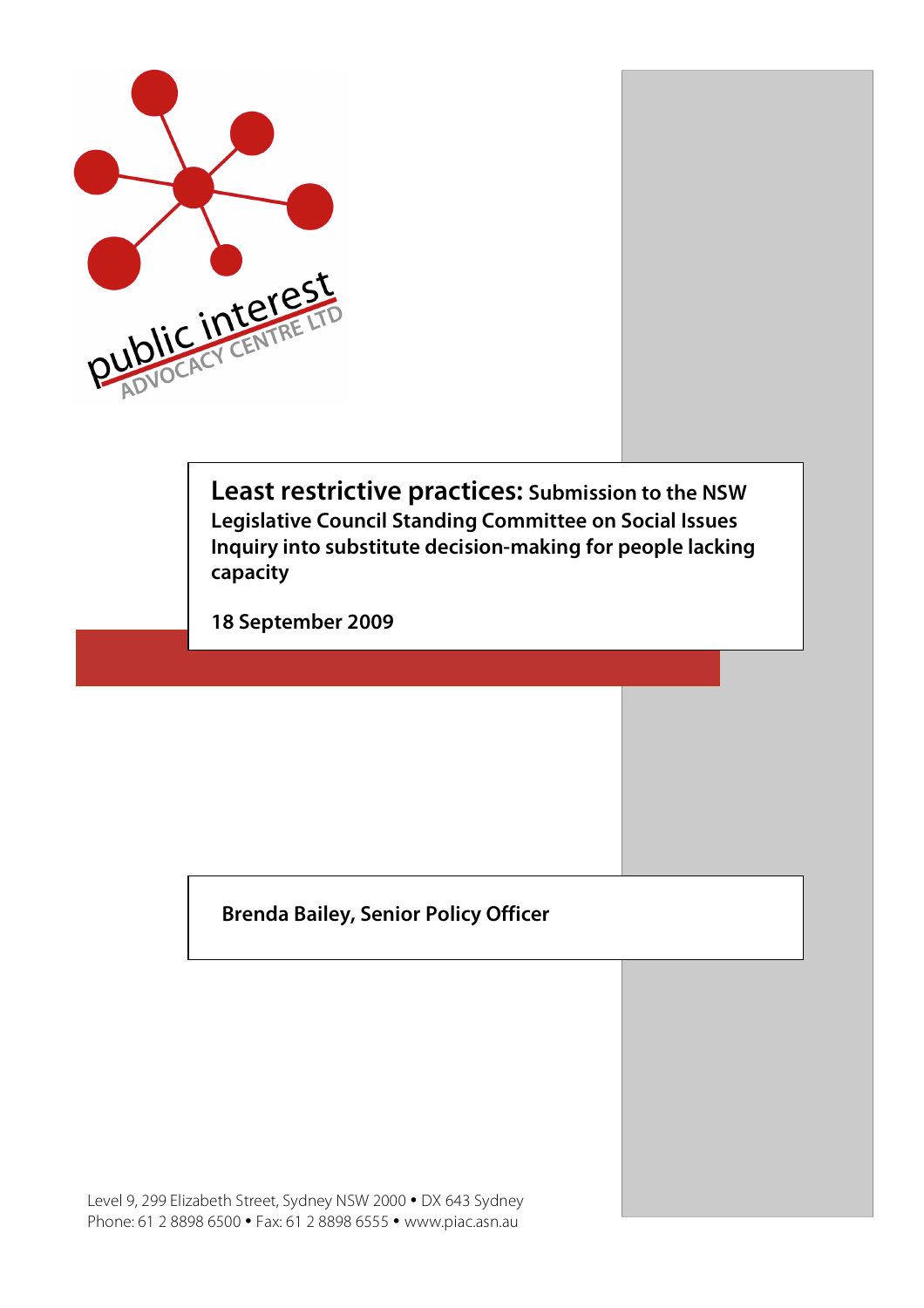public interest ADVOCACY CENTRE LTD

# Least restrictive practices: Submission to the NSW Legislative Council Standing Committee on Social Issues Inquiry into substitute decision-making for people lacking capacity

**18 September 2009**

**Brenda Bailey, Senior Policy Officer**

Level 9, 299 Elizabeth Street, Sydney NSW 2000 • DX 643 Sydney
Phone: 61 2 8898 6500 • Fax: 61 2 8898 6555 • www.piac.asn.au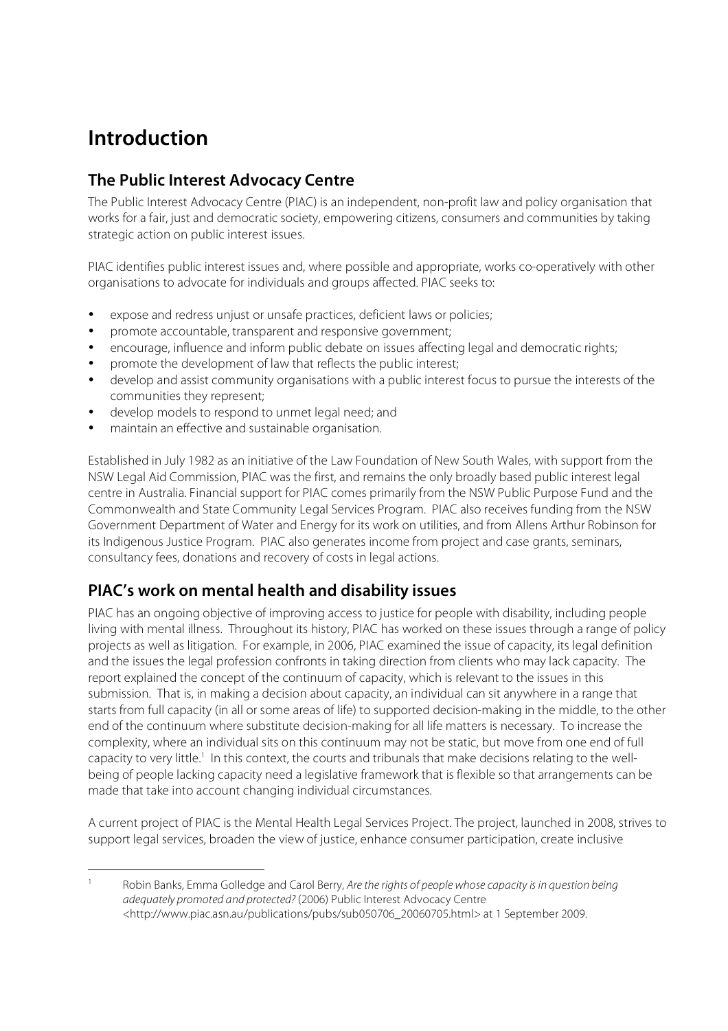# Introduction

## The Public Interest Advocacy Centre

The Public Interest Advocacy Centre (PIAC) is an independent, non-profit law and policy organisation that works for a fair, just and democratic society, empowering citizens, consumers and communities by taking strategic action on public interest issues.

PIAC identifies public interest issues and, where possible and appropriate, works co-operatively with other organisations to advocate for individuals and groups affected. PIAC seeks to:

- expose and redress unjust or unsafe practices, deficient laws or policies;
- promote accountable, transparent and responsive government;
- encourage, influence and inform public debate on issues affecting legal and democratic rights;
- promote the development of law that reflects the public interest;
- develop and assist community organisations with a public interest focus to pursue the interests of the communities they represent;
- develop models to respond to unmet legal need; and
- maintain an effective and sustainable organisation.

Established in July 1982 as an initiative of the Law Foundation of New South Wales, with support from the NSW Legal Aid Commission, PIAC was the first, and remains the only broadly based public interest legal centre in Australia. Financial support for PIAC comes primarily from the NSW Public Purpose Fund and the Commonwealth and State Community Legal Services Program. PIAC also receives funding from the NSW Government Department of Water and Energy for its work on utilities, and from Allens Arthur Robinson for its Indigenous Justice Program. PIAC also generates income from project and case grants, seminars, consultancy fees, donations and recovery of costs in legal actions.

## PIAC's work on mental health and disability issues

PIAC has an ongoing objective of improving access to justice for people with disability, including people living with mental illness. Throughout its history, PIAC has worked on these issues through a range of policy projects as well as litigation. For example, in 2006, PIAC examined the issue of capacity, its legal definition and the issues the legal profession confronts in taking direction from clients who may lack capacity. The report explained the concept of the continuum of capacity, which is relevant to the issues in this submission. That is, in making a decision about capacity, an individual can sit anywhere in a range that starts from full capacity (in all or some areas of life) to supported decision-making in the middle, to the other end of the continuum where substitute decision-making for all life matters is necessary. To increase the complexity, where an individual sits on this continuum may not be static, but move from one end of full capacity to very little.[1] In this context, the courts and tribunals that make decisions relating to the well-being of people lacking capacity need a legislative framework that is flexible so that arrangements can be made that take into account changing individual circumstances.

A current project of PIAC is the Mental Health Legal Services Project. The project, launched in 2008, strives to support legal services, broaden the view of justice, enhance consumer participation, create inclusive

[1] Robin Banks, Emma Golledge and Carol Berry, *Are the rights of people whose capacity is in question being adequately promoted and protected?* (2006) Public Interest Advocacy Centre <http://www.piac.asn.au/publications/pubs/sub050706_20060705.html> at 1 September 2009.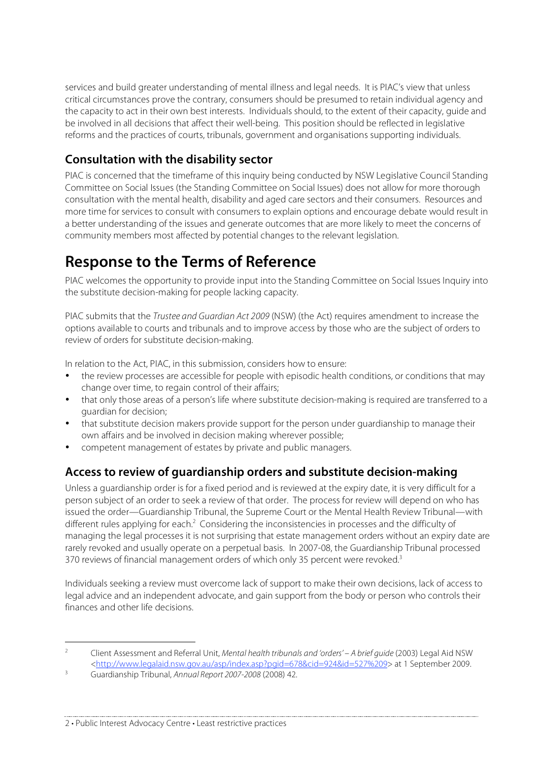services and build greater understanding of mental illness and legal needs. It is PIAC's view that unless critical circumstances prove the contrary, consumers should be presumed to retain individual agency and the capacity to act in their own best interests. Individuals should, to the extent of their capacity, guide and be involved in all decisions that affect their well-being. This position should be reflected in legislative reforms and the practices of courts, tribunals, government and organisations supporting individuals.

## Consultation with the disability sector

PIAC is concerned that the timeframe of this inquiry being conducted by NSW Legislative Council Standing Committee on Social Issues (the Standing Committee on Social Issues) does not allow for more thorough consultation with the mental health, disability and aged care sectors and their consumers. Resources and more time for services to consult with consumers to explain options and encourage debate would result in a better understanding of the issues and generate outcomes that are more likely to meet the concerns of community members most affected by potential changes to the relevant legislation.

# Response to the Terms of Reference

PIAC welcomes the opportunity to provide input into the Standing Committee on Social Issues Inquiry into the substitute decision-making for people lacking capacity.

PIAC submits that the *Trustee and Guardian Act 2009* (NSW) (the Act) requires amendment to increase the options available to courts and tribunals and to improve access by those who are the subject of orders to review of orders for substitute decision-making.

In relation to the Act, PIAC, in this submission, considers how to ensure:

- the review processes are accessible for people with episodic health conditions, or conditions that may change over time, to regain control of their affairs;
- that only those areas of a person's life where substitute decision-making is required are transferred to a guardian for decision;
- that substitute decision makers provide support for the person under guardianship to manage their own affairs and be involved in decision making wherever possible;
- competent management of estates by private and public managers.

## Access to review of guardianship orders and substitute decision-making

Unless a guardianship order is for a fixed period and is reviewed at the expiry date, it is very difficult for a person subject of an order to seek a review of that order. The process for review will depend on who has issued the order—Guardianship Tribunal, the Supreme Court or the Mental Health Review Tribunal—with different rules applying for each.[2] Considering the inconsistencies in processes and the difficulty of managing the legal processes it is not surprising that estate management orders without an expiry date are rarely revoked and usually operate on a perpetual basis. In 2007-08, the Guardianship Tribunal processed 370 reviews of financial management orders of which only 35 percent were revoked.[3]

Individuals seeking a review must overcome lack of support to make their own decisions, lack of access to legal advice and an independent advocate, and gain support from the body or person who controls their finances and other life decisions.

---

[2] Client Assessment and Referral Unit, *Mental health tribunals and 'orders' – A brief guide* (2003) Legal Aid NSW <http://www.legalaid.nsw.gov.au/asp/index.asp?pgid=678&cid=924&id=527%209> at 1 September 2009.

[3] Guardianship Tribunal, *Annual Report 2007-2008* (2008) 42.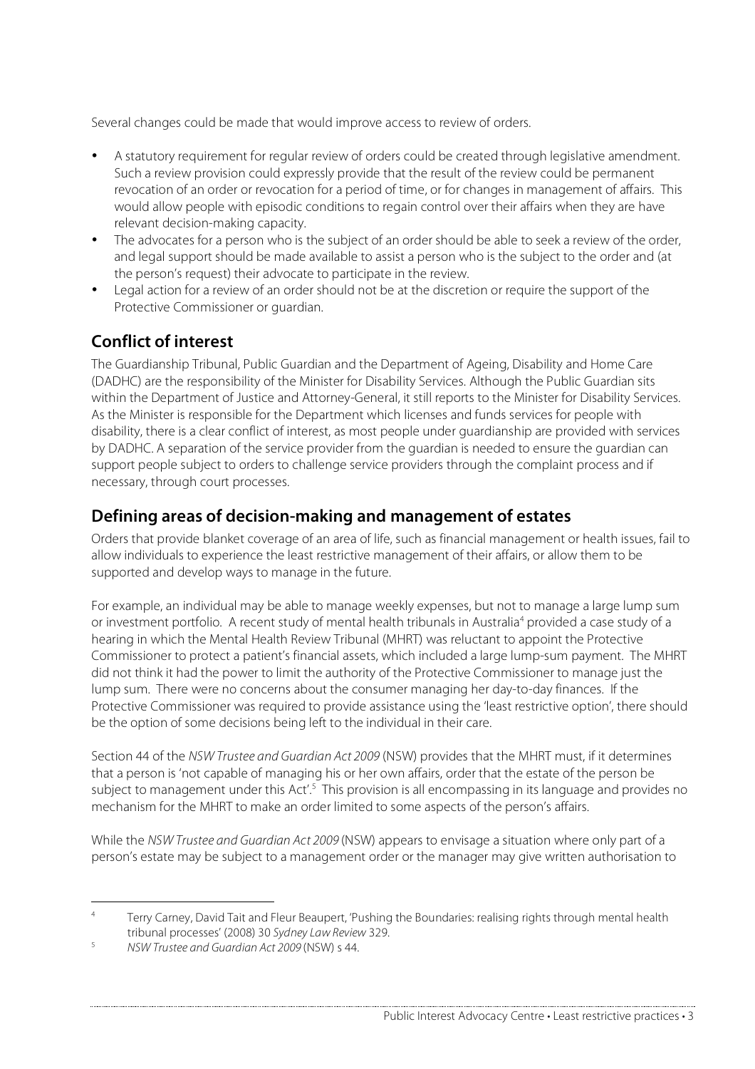Several changes could be made that would improve access to review of orders.

- A statutory requirement for regular review of orders could be created through legislative amendment. Such a review provision could expressly provide that the result of the review could be permanent revocation of an order or revocation for a period of time, or for changes in management of affairs. This would allow people with episodic conditions to regain control over their affairs when they are have relevant decision-making capacity.
- The advocates for a person who is the subject of an order should be able to seek a review of the order, and legal support should be made available to assist a person who is the subject to the order and (at the person's request) their advocate to participate in the review.
- Legal action for a review of an order should not be at the discretion or require the support of the Protective Commissioner or guardian.

## Conflict of interest

The Guardianship Tribunal, Public Guardian and the Department of Ageing, Disability and Home Care (DADHC) are the responsibility of the Minister for Disability Services. Although the Public Guardian sits within the Department of Justice and Attorney-General, it still reports to the Minister for Disability Services. As the Minister is responsible for the Department which licenses and funds services for people with disability, there is a clear conflict of interest, as most people under guardianship are provided with services by DADHC. A separation of the service provider from the guardian is needed to ensure the guardian can support people subject to orders to challenge service providers through the complaint process and if necessary, through court processes.

## Defining areas of decision-making and management of estates

Orders that provide blanket coverage of an area of life, such as financial management or health issues, fail to allow individuals to experience the least restrictive management of their affairs, or allow them to be supported and develop ways to manage in the future.

For example, an individual may be able to manage weekly expenses, but not to manage a large lump sum or investment portfolio. A recent study of mental health tribunals in Australia[4] provided a case study of a hearing in which the Mental Health Review Tribunal (MHRT) was reluctant to appoint the Protective Commissioner to protect a patient's financial assets, which included a large lump-sum payment. The MHRT did not think it had the power to limit the authority of the Protective Commissioner to manage just the lump sum. There were no concerns about the consumer managing her day-to-day finances. If the Protective Commissioner was required to provide assistance using the 'least restrictive option', there should be the option of some decisions being left to the individual in their care.

Section 44 of the *NSW Trustee and Guardian Act 2009* (NSW) provides that the MHRT must, if it determines that a person is 'not capable of managing his or her own affairs, order that the estate of the person be subject to management under this Act'.[5] This provision is all encompassing in its language and provides no mechanism for the MHRT to make an order limited to some aspects of the person's affairs.

While the *NSW Trustee and Guardian Act 2009* (NSW) appears to envisage a situation where only part of a person's estate may be subject to a management order or the manager may give written authorisation to

---

[4] Terry Carney, David Tait and Fleur Beaupert, 'Pushing the Boundaries: realising rights through mental health tribunal processes' (2008) 30 *Sydney Law Review* 329.

[5] *NSW Trustee and Guardian Act 2009* (NSW) s 44.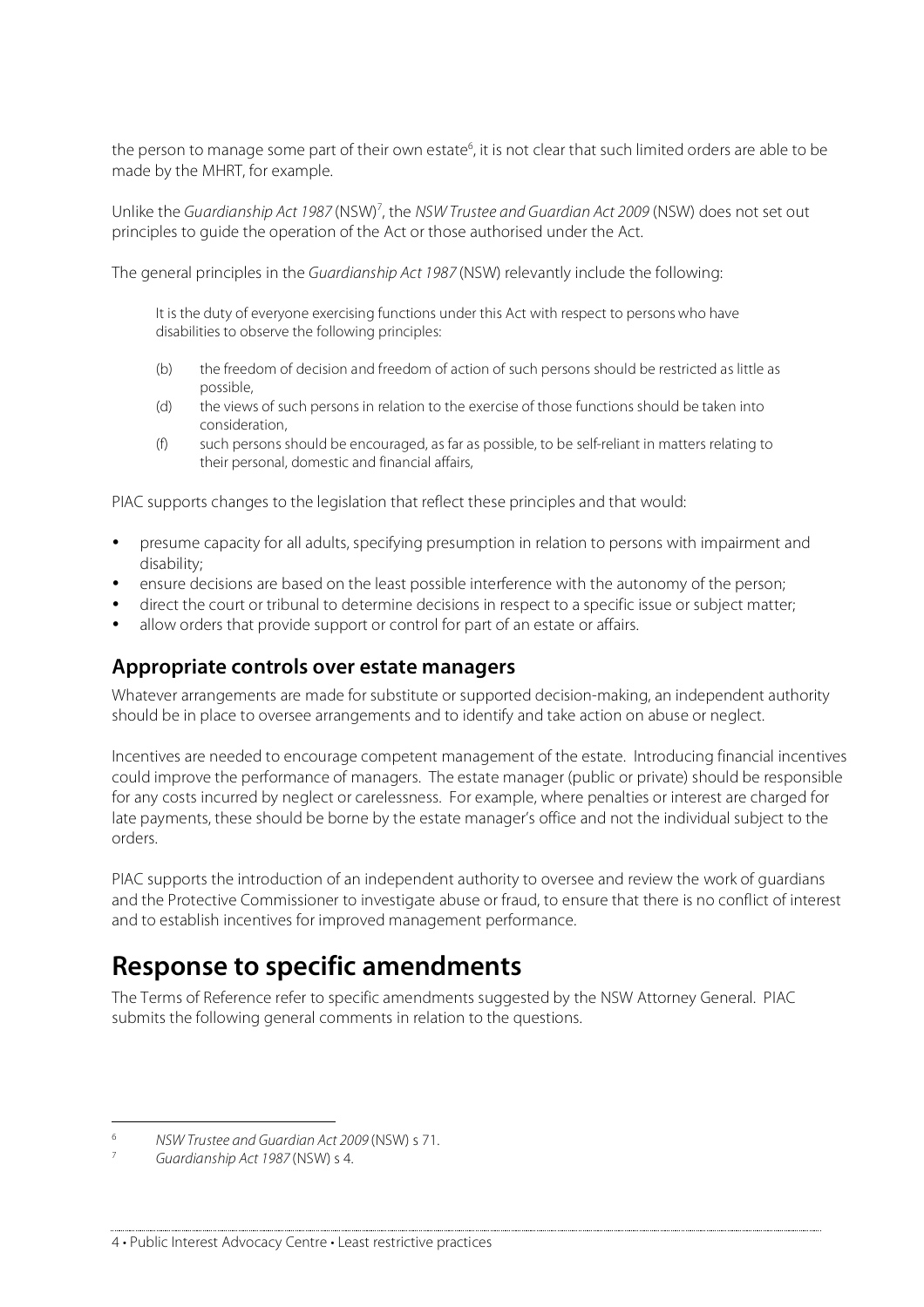the person to manage some part of their own estate[6], it is not clear that such limited orders are able to be made by the MHRT, for example.

Unlike the *Guardianship Act 1987* (NSW)[7], the *NSW Trustee and Guardian Act 2009* (NSW) does not set out principles to guide the operation of the Act or those authorised under the Act.

The general principles in the *Guardianship Act 1987* (NSW) relevantly include the following:

> It is the duty of everyone exercising functions under this Act with respect to persons who have disabilities to observe the following principles:
>
> (b) the freedom of decision and freedom of action of such persons should be restricted as little as possible,
>
> (d) the views of such persons in relation to the exercise of those functions should be taken into consideration,
>
> (f) such persons should be encouraged, as far as possible, to be self-reliant in matters relating to their personal, domestic and financial affairs,

PIAC supports changes to the legislation that reflect these principles and that would:

- presume capacity for all adults, specifying presumption in relation to persons with impairment and disability;
- ensure decisions are based on the least possible interference with the autonomy of the person;
- direct the court or tribunal to determine decisions in respect to a specific issue or subject matter;
- allow orders that provide support or control for part of an estate or affairs.

## Appropriate controls over estate managers

Whatever arrangements are made for substitute or supported decision-making, an independent authority should be in place to oversee arrangements and to identify and take action on abuse or neglect.

Incentives are needed to encourage competent management of the estate. Introducing financial incentives could improve the performance of managers. The estate manager (public or private) should be responsible for any costs incurred by neglect or carelessness. For example, where penalties or interest are charged for late payments, these should be borne by the estate manager's office and not the individual subject to the orders.

PIAC supports the introduction of an independent authority to oversee and review the work of guardians and the Protective Commissioner to investigate abuse or fraud, to ensure that there is no conflict of interest and to establish incentives for improved management performance.

# Response to specific amendments

The Terms of Reference refer to specific amendments suggested by the NSW Attorney General. PIAC submits the following general comments in relation to the questions.

---

[6] *NSW Trustee and Guardian Act 2009* (NSW) s 71.

[7] *Guardianship Act 1987* (NSW) s 4.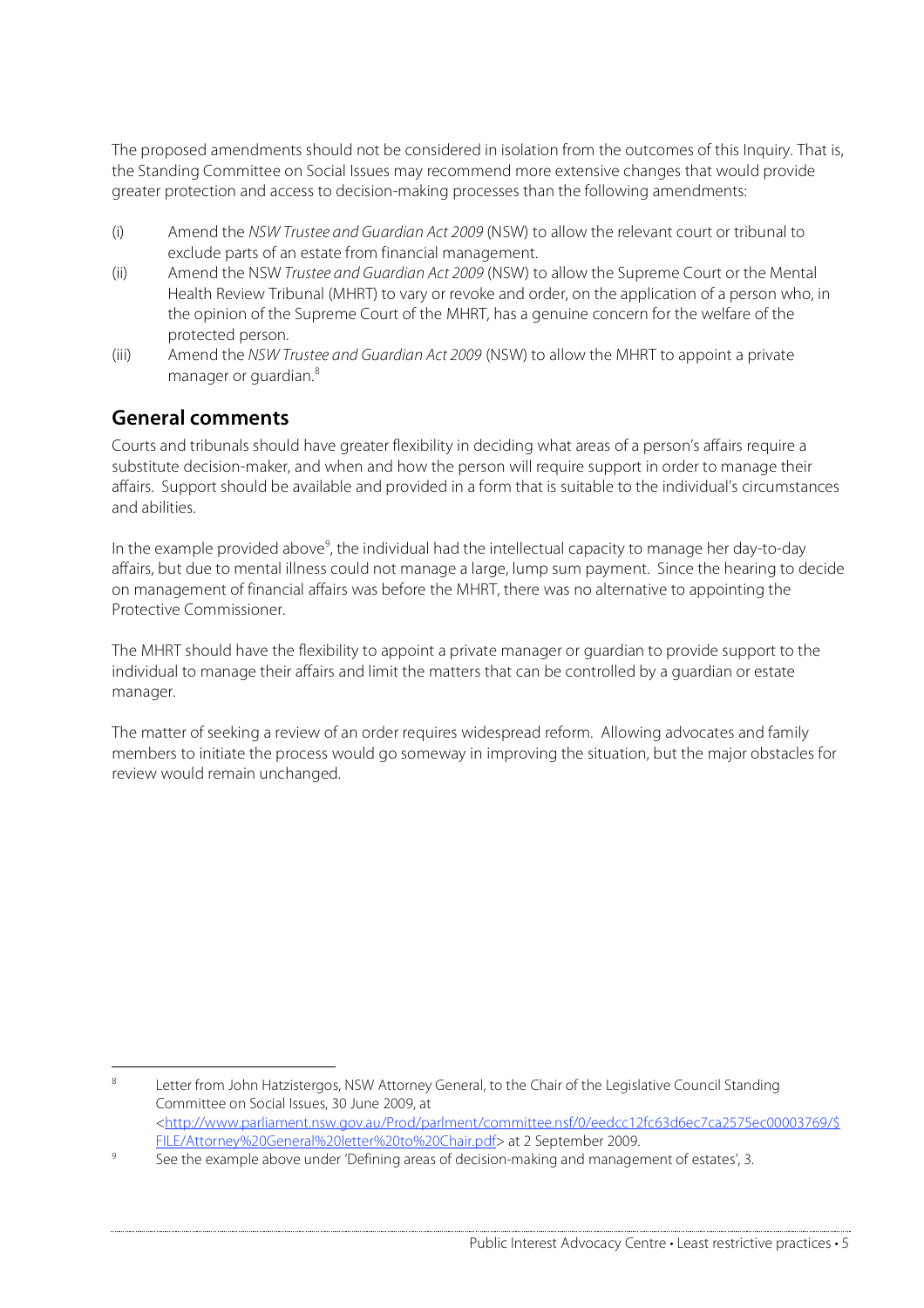The proposed amendments should not be considered in isolation from the outcomes of this Inquiry. That is, the Standing Committee on Social Issues may recommend more extensive changes that would provide greater protection and access to decision-making processes than the following amendments:

(i) Amend the *NSW Trustee and Guardian Act 2009* (NSW) to allow the relevant court or tribunal to exclude parts of an estate from financial management.

(ii) Amend the NSW *Trustee and Guardian Act 2009* (NSW) to allow the Supreme Court or the Mental Health Review Tribunal (MHRT) to vary or revoke and order, on the application of a person who, in the opinion of the Supreme Court of the MHRT, has a genuine concern for the welfare of the protected person.

(iii) Amend the *NSW Trustee and Guardian Act 2009* (NSW) to allow the MHRT to appoint a private manager or guardian.[8]

## General comments

Courts and tribunals should have greater flexibility in deciding what areas of a person's affairs require a substitute decision-maker, and when and how the person will require support in order to manage their affairs. Support should be available and provided in a form that is suitable to the individual's circumstances and abilities.

In the example provided above[9], the individual had the intellectual capacity to manage her day-to-day affairs, but due to mental illness could not manage a large, lump sum payment. Since the hearing to decide on management of financial affairs was before the MHRT, there was no alternative to appointing the Protective Commissioner.

The MHRT should have the flexibility to appoint a private manager or guardian to provide support to the individual to manage their affairs and limit the matters that can be controlled by a guardian or estate manager.

The matter of seeking a review of an order requires widespread reform. Allowing advocates and family members to initiate the process would go someway in improving the situation, but the major obstacles for review would remain unchanged.

---

[8] Letter from John Hatzistergos, NSW Attorney General, to the Chair of the Legislative Council Standing Committee on Social Issues, 30 June 2009, at <http://www.parliament.nsw.gov.au/Prod/parlment/committee.nsf/0/eedcc12fc63d6ec7ca2575ec00003769/$FILE/Attorney%20General%20letter%20to%20Chair.pdf> at 2 September 2009.

[9] See the example above under 'Defining areas of decision-making and management of estates', 3.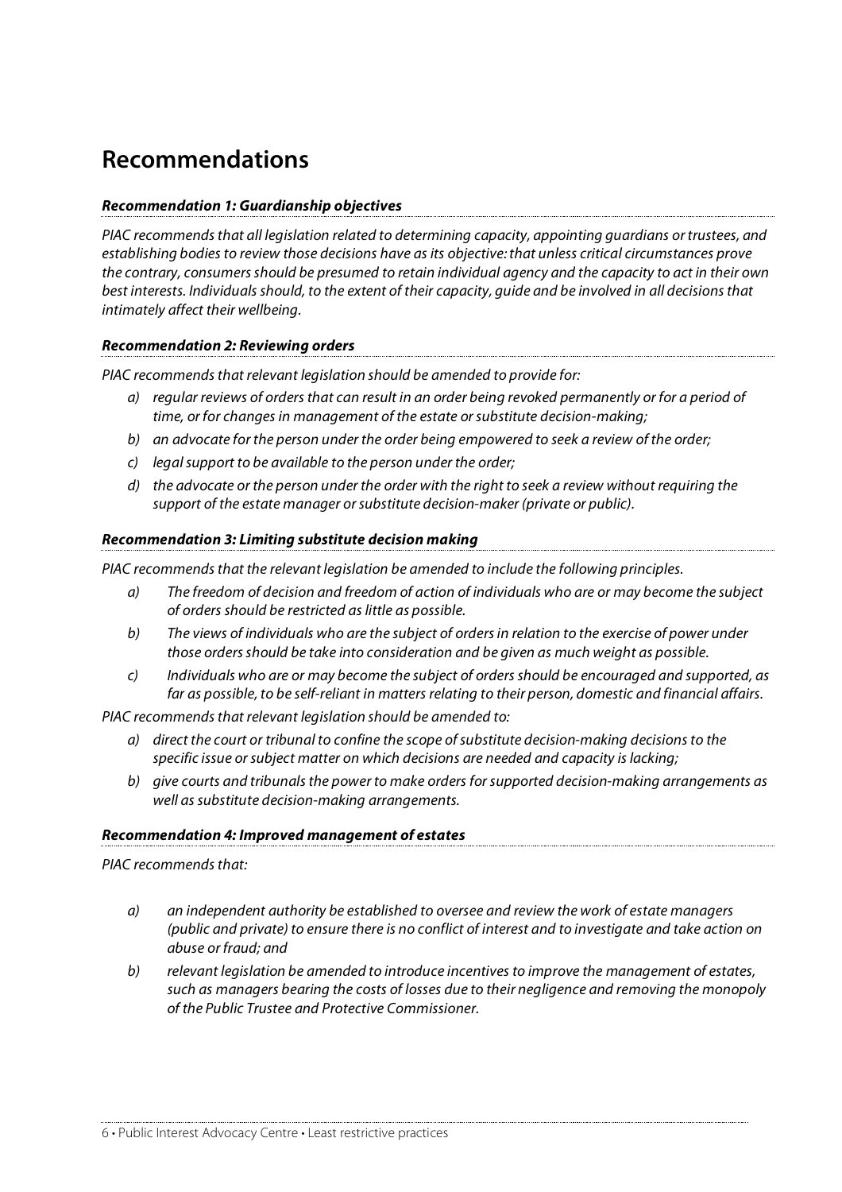# Recommendations

***Recommendation 1: Guardianship objectives***

*PIAC recommends that all legislation related to determining capacity, appointing guardians or trustees, and establishing bodies to review those decisions have as its objective: that unless critical circumstances prove the contrary, consumers should be presumed to retain individual agency and the capacity to act in their own best interests. Individuals should, to the extent of their capacity, guide and be involved in all decisions that intimately affect their wellbeing.*

***Recommendation 2: Reviewing orders***

*PIAC recommends that relevant legislation should be amended to provide for:*

- *a) regular reviews of orders that can result in an order being revoked permanently or for a period of time, or for changes in management of the estate or substitute decision-making;*
- *b) an advocate for the person under the order being empowered to seek a review of the order;*
- *c) legal support to be available to the person under the order;*
- *d) the advocate or the person under the order with the right to seek a review without requiring the support of the estate manager or substitute decision-maker (private or public).*

***Recommendation 3: Limiting substitute decision making***

*PIAC recommends that the relevant legislation be amended to include the following principles.*

- *a) The freedom of decision and freedom of action of individuals who are or may become the subject of orders should be restricted as little as possible.*
- *b) The views of individuals who are the subject of orders in relation to the exercise of power under those orders should be take into consideration and be given as much weight as possible.*
- *c) Individuals who are or may become the subject of orders should be encouraged and supported, as far as possible, to be self-reliant in matters relating to their person, domestic and financial affairs.*

*PIAC recommends that relevant legislation should be amended to:*

- *a) direct the court or tribunal to confine the scope of substitute decision-making decisions to the specific issue or subject matter on which decisions are needed and capacity is lacking;*
- *b) give courts and tribunals the power to make orders for supported decision-making arrangements as well as substitute decision-making arrangements.*

***Recommendation 4: Improved management of estates***

*PIAC recommends that:*

- *a) an independent authority be established to oversee and review the work of estate managers (public and private) to ensure there is no conflict of interest and to investigate and take action on abuse or fraud; and*
- *b) relevant legislation be amended to introduce incentives to improve the management of estates, such as managers bearing the costs of losses due to their negligence and removing the monopoly of the Public Trustee and Protective Commissioner.*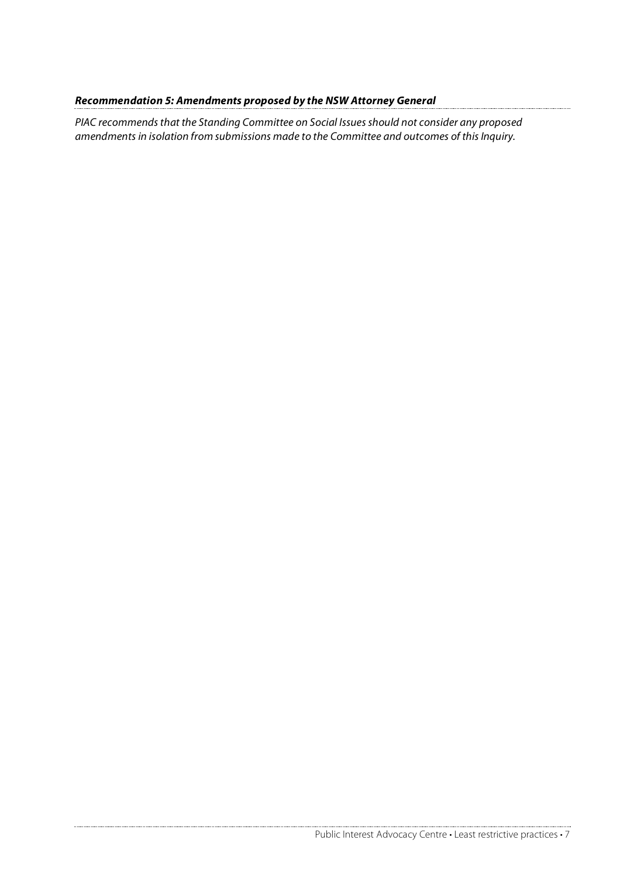***Recommendation 5: Amendments proposed by the NSW Attorney General***

*PIAC recommends that the Standing Committee on Social Issues should not consider any proposed amendments in isolation from submissions made to the Committee and outcomes of this Inquiry.*